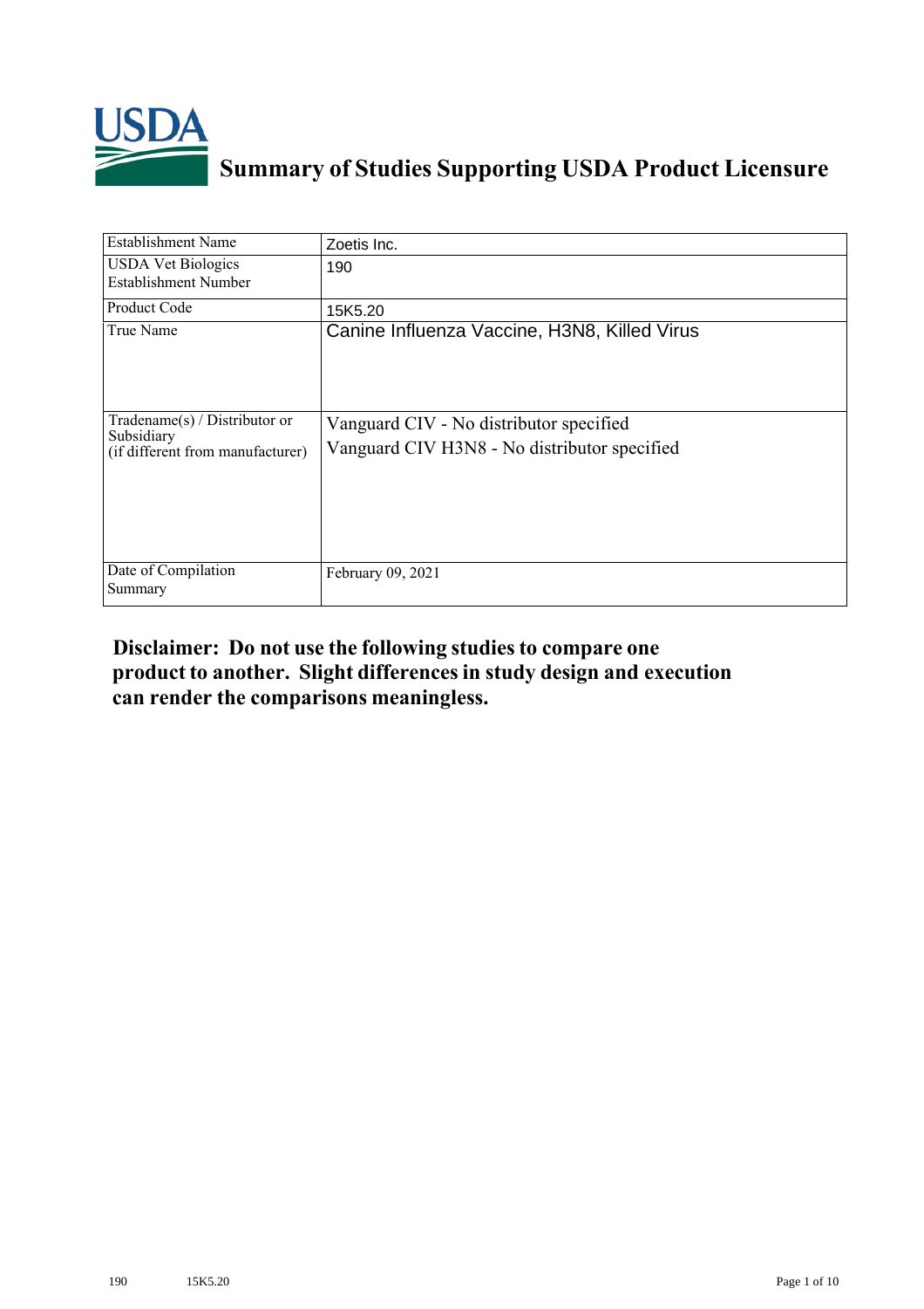# Summary of Studies Supporting USDA Product Licensure

| | |
|---|---|
| Establishment Name | Zoetis Inc. |
| USDA Vet Biologics Establishment Number | 190 |
| Product Code | 15K5.20 |
| True Name | Canine Influenza Vaccine, H3N8, Killed Virus |
| Tradename(s) / Distributor or Subsidiary (if different from manufacturer) | Vanguard CIV - No distributor specified<br>Vanguard CIV H3N8 - No distributor specified |
| Date of Compilation Summary | February 09, 2021 |

**Disclaimer: Do not use the following studies to compare one product to another. Slight differences in study design and execution can render the comparisons meaningless.**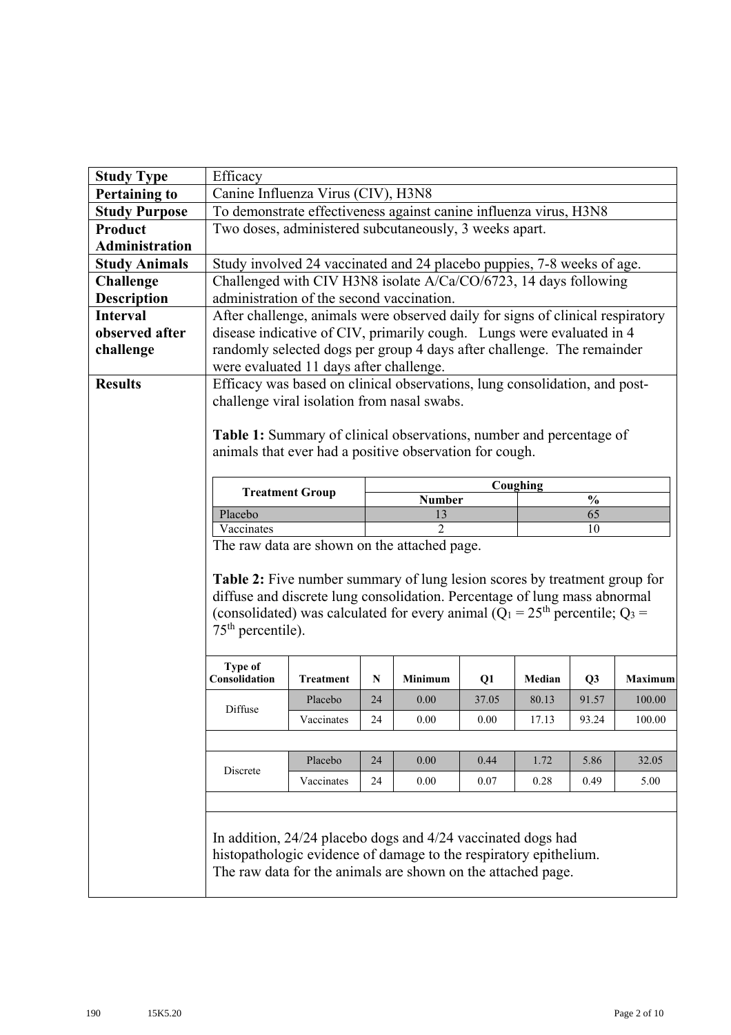| | |
|---|---|
| **Study Type** | Efficacy |
| **Pertaining to** | Canine Influenza Virus (CIV), H3N8 |
| **Study Purpose** | To demonstrate effectiveness against canine influenza virus, H3N8 |
| **Product Administration** | Two doses, administered subcutaneously, 3 weeks apart. |
| **Study Animals** | Study involved 24 vaccinated and 24 placebo puppies, 7-8 weeks of age. |
| **Challenge Description** | Challenged with CIV H3N8 isolate A/Ca/CO/6723, 14 days following administration of the second vaccination. |
| **Interval observed after challenge** | After challenge, animals were observed daily for signs of clinical respiratory disease indicative of CIV, primarily cough. Lungs were evaluated in 4 randomly selected dogs per group 4 days after challenge. The remainder were evaluated 11 days after challenge. |
| **Results** | Efficacy was based on clinical observations, lung consolidation, and post-challenge viral isolation from nasal swabs. |

**Table 1:** Summary of clinical observations, number and percentage of animals that ever had a positive observation for cough.

| Treatment Group | Coughing | |
|---|---|---|
| | Number | % |
| Placebo | 13 | 65 |
| Vaccinates | 2 | 10 |

The raw data are shown on the attached page.

**Table 2:** Five number summary of lung lesion scores by treatment group for diffuse and discrete lung consolidation. Percentage of lung mass abnormal (consolidated) was calculated for every animal ($Q_1$ = 25th percentile; $Q_3$ = 75th percentile).

| Type of Consolidation | Treatment | N | Minimum | Q1 | Median | Q3 | Maximum |
|---|---|---|---|---|---|---|---|
| Diffuse | Placebo | 24 | 0.00 | 37.05 | 80.13 | 91.57 | 100.00 |
| | Vaccinates | 24 | 0.00 | 0.00 | 17.13 | 93.24 | 100.00 |
| Discrete | Placebo | 24 | 0.00 | 0.44 | 1.72 | 5.86 | 32.05 |
| | Vaccinates | 24 | 0.00 | 0.07 | 0.28 | 0.49 | 5.00 |

In addition, 24/24 placebo dogs and 4/24 vaccinated dogs had histopathologic evidence of damage to the respiratory epithelium. The raw data for the animals are shown on the attached page.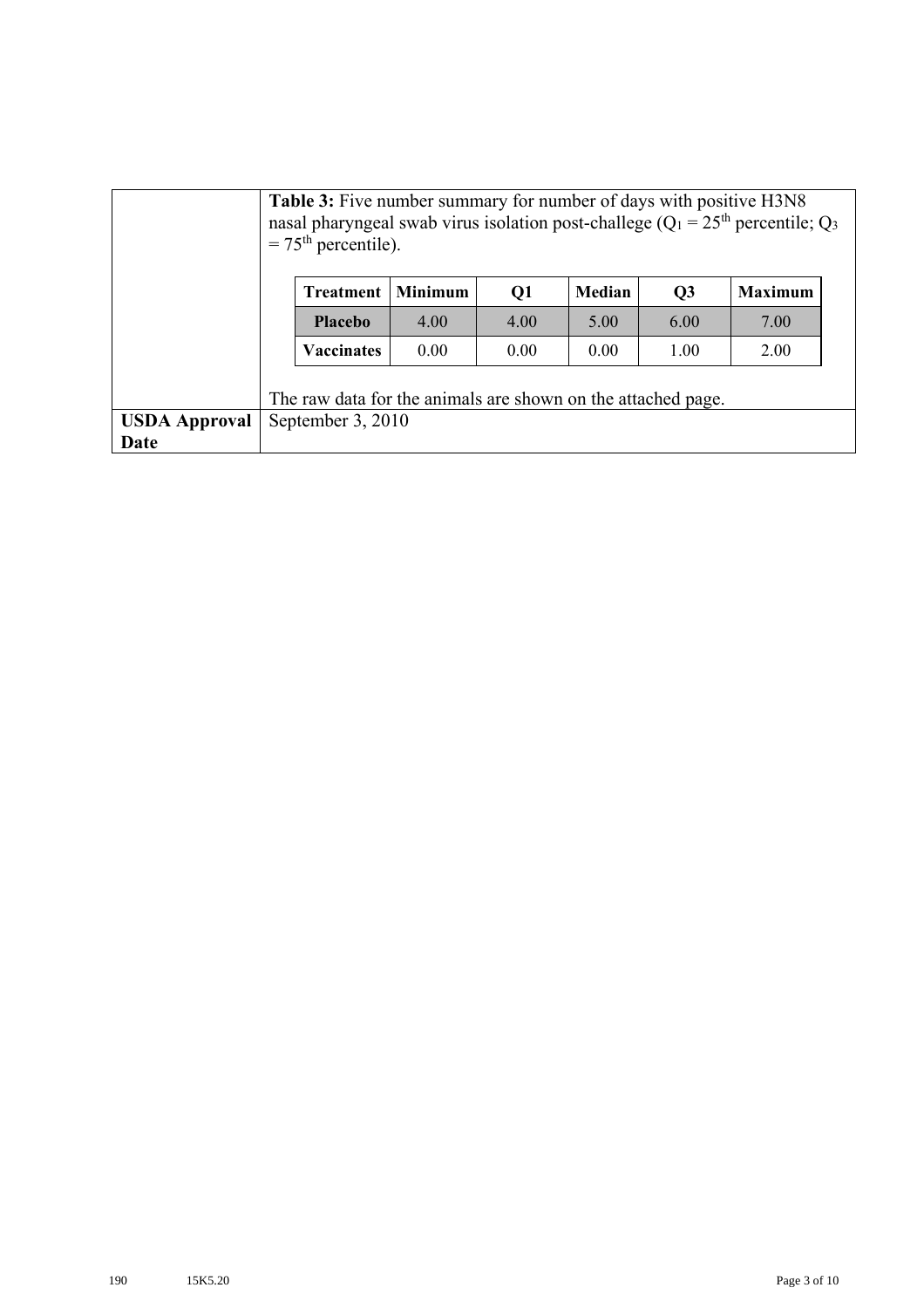|  | **Table 3:** Five number summary for number of days with positive H3N8 nasal pharyngeal swab virus isolation post-challege ($Q_1$ = 25[th] percentile; $Q_3$ = 75[th] percentile). |
| --- | --- |
| **USDA Approval Date** | September 3, 2010 |

| Treatment | Minimum | Q1 | Median | Q3 | Maximum |
| --- | --- | --- | --- | --- | --- |
| **Placebo** | 4.00 | 4.00 | 5.00 | 6.00 | 7.00 |
| **Vaccinates** | 0.00 | 0.00 | 0.00 | 1.00 | 2.00 |

The raw data for the animals are shown on the attached page.

190 15K5.20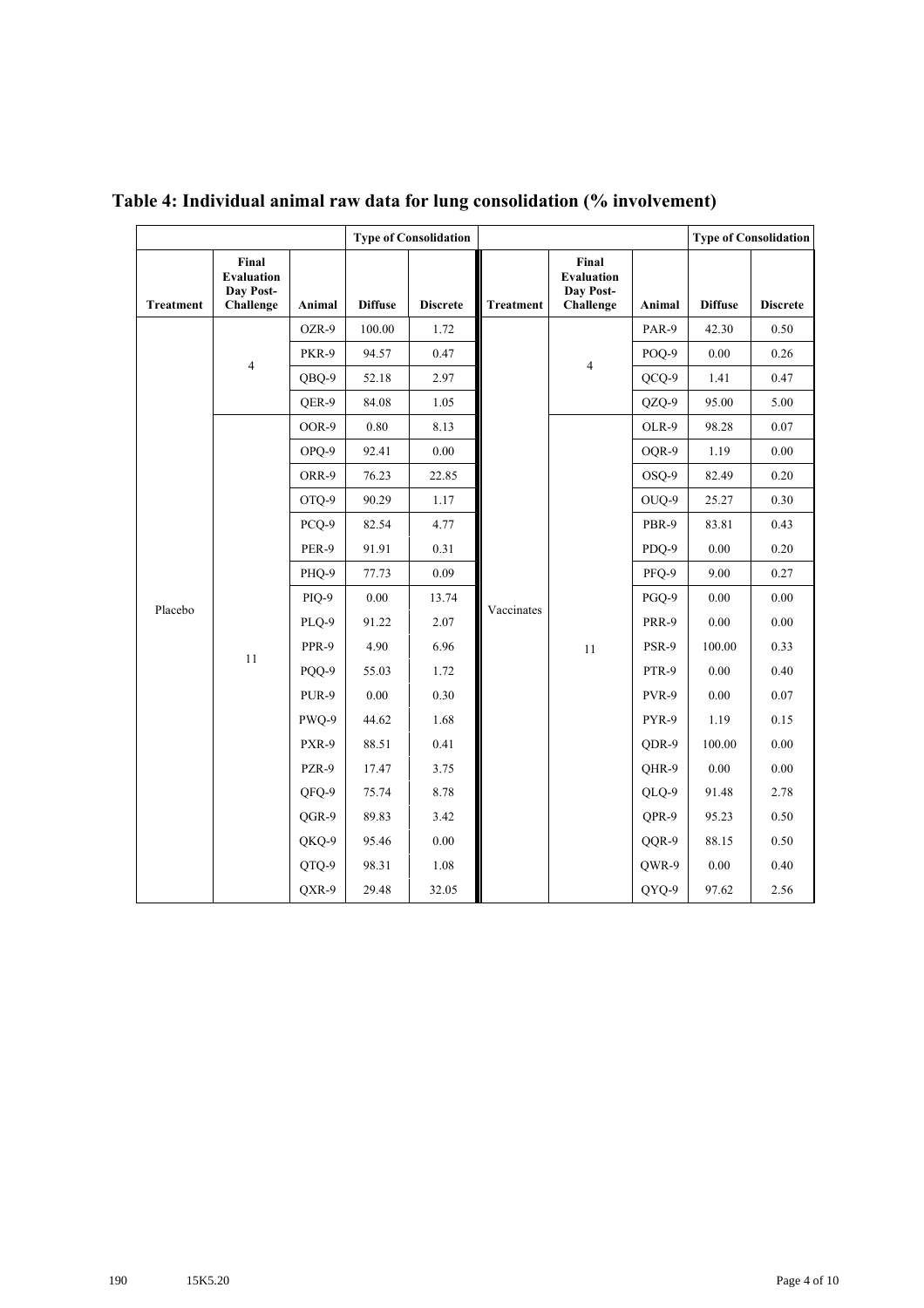# Table 4: Individual animal raw data for lung consolidation (% involvement)

| | | | Type of Consolidation | | | | | Type of Consolidation | |
|---|---|---|---|---|---|---|---|---|---|
| Treatment | Final Evaluation Day Post-Challenge | Animal | Diffuse | Discrete | Treatment | Final Evaluation Day Post-Challenge | Animal | Diffuse | Discrete |
| Placebo | 4 | OZR-9 | 100.00 | 1.72 | Vaccinates | 4 | PAR-9 | 42.30 | 0.50 |
| | | PKR-9 | 94.57 | 0.47 | | | POQ-9 | 0.00 | 0.26 |
| | | QBQ-9 | 52.18 | 2.97 | | | QCQ-9 | 1.41 | 0.47 |
| | | QER-9 | 84.08 | 1.05 | | | QZQ-9 | 95.00 | 5.00 |
| | 11 | OOR-9 | 0.80 | 8.13 | | 11 | OLR-9 | 98.28 | 0.07 |
| | | OPQ-9 | 92.41 | 0.00 | | | OQR-9 | 1.19 | 0.00 |
| | | ORR-9 | 76.23 | 22.85 | | | OSQ-9 | 82.49 | 0.20 |
| | | OTQ-9 | 90.29 | 1.17 | | | OUQ-9 | 25.27 | 0.30 |
| | | PCQ-9 | 82.54 | 4.77 | | | PBR-9 | 83.81 | 0.43 |
| | | PER-9 | 91.91 | 0.31 | | | PDQ-9 | 0.00 | 0.20 |
| | | PHQ-9 | 77.73 | 0.09 | | | PFQ-9 | 9.00 | 0.27 |
| | | PIQ-9 | 0.00 | 13.74 | | | PGQ-9 | 0.00 | 0.00 |
| | | PLQ-9 | 91.22 | 2.07 | | | PRR-9 | 0.00 | 0.00 |
| | | PPR-9 | 4.90 | 6.96 | | | PSR-9 | 100.00 | 0.33 |
| | | PQQ-9 | 55.03 | 1.72 | | | PTR-9 | 0.00 | 0.40 |
| | | PUR-9 | 0.00 | 0.30 | | | PVR-9 | 0.00 | 0.07 |
| | | PWQ-9 | 44.62 | 1.68 | | | PYR-9 | 1.19 | 0.15 |
| | | PXR-9 | 88.51 | 0.41 | | | QDR-9 | 100.00 | 0.00 |
| | | PZR-9 | 17.47 | 3.75 | | | QHR-9 | 0.00 | 0.00 |
| | | QFQ-9 | 75.74 | 8.78 | | | QLQ-9 | 91.48 | 2.78 |
| | | QGR-9 | 89.83 | 3.42 | | | QPR-9 | 95.23 | 0.50 |
| | | QKQ-9 | 95.46 | 0.00 | | | QQR-9 | 88.15 | 0.50 |
| | | QTQ-9 | 98.31 | 1.08 | | | QWR-9 | 0.00 | 0.40 |
| | | QXR-9 | 29.48 | 32.05 | | | QYQ-9 | 97.62 | 2.56 |

190 15K5.20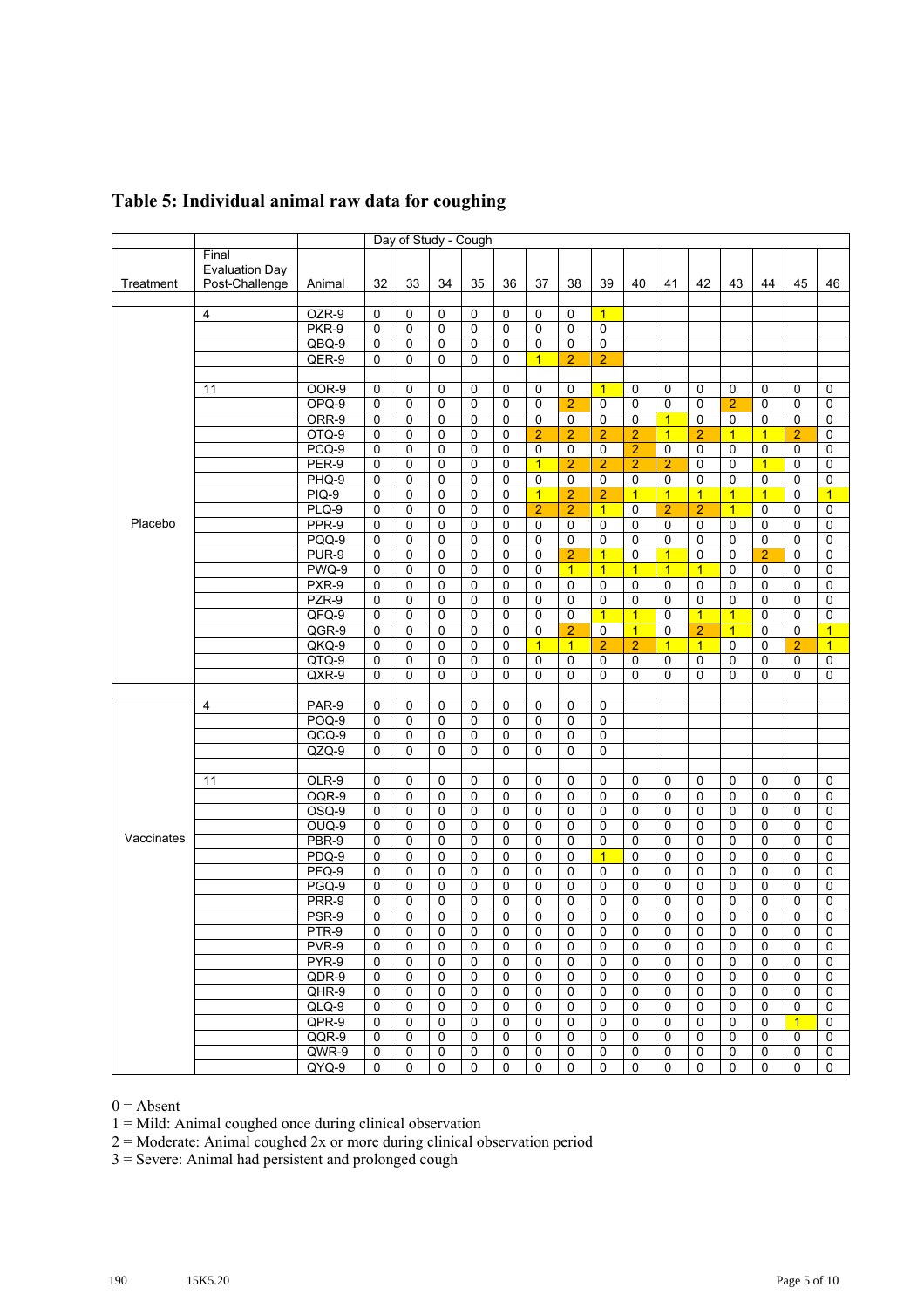## Table 5: Individual animal raw data for coughing

| | | | Day of Study - Cough | | | | | | | | | | | | | | |
|---|---|---|---|---|---|---|---|---|---|---|---|---|---|---|---|---|---|
| Treatment | Final Evaluation Day Post-Challenge | Animal | 32 | 33 | 34 | 35 | 36 | 37 | 38 | 39 | 40 | 41 | 42 | 43 | 44 | 45 | 46 |
| Placebo | 4 | OZR-9 | 0 | 0 | 0 | 0 | 0 | 0 | 0 | 1 | | | | | | | |
| | | PKR-9 | 0 | 0 | 0 | 0 | 0 | 0 | 0 | 0 | | | | | | | |
| | | QBQ-9 | 0 | 0 | 0 | 0 | 0 | 0 | 0 | 0 | | | | | | | |
| | | QER-9 | 0 | 0 | 0 | 0 | 0 | 1 | 2 | 2 | | | | | | | |
| | 11 | OOR-9 | 0 | 0 | 0 | 0 | 0 | 0 | 0 | 1 | 0 | 0 | 0 | 0 | 0 | 0 | 0 |
| | | OPQ-9 | 0 | 0 | 0 | 0 | 0 | 0 | 2 | 0 | 0 | 0 | 0 | 2 | 0 | 0 | 0 |
| | | ORR-9 | 0 | 0 | 0 | 0 | 0 | 0 | 0 | 0 | 0 | 1 | 0 | 0 | 0 | 0 | 0 |
| | | OTQ-9 | 0 | 0 | 0 | 0 | 0 | 2 | 2 | 2 | 2 | 1 | 2 | 1 | 1 | 2 | 0 |
| | | PCQ-9 | 0 | 0 | 0 | 0 | 0 | 0 | 0 | 0 | 2 | 0 | 0 | 0 | 0 | 0 | 0 |
| | | PER-9 | 0 | 0 | 0 | 0 | 0 | 1 | 2 | 2 | 2 | 2 | 0 | 0 | 1 | 0 | 0 |
| | | PHQ-9 | 0 | 0 | 0 | 0 | 0 | 0 | 0 | 0 | 0 | 0 | 0 | 0 | 0 | 0 | 0 |
| | | PIQ-9 | 0 | 0 | 0 | 0 | 0 | 1 | 2 | 2 | 1 | 1 | 1 | 1 | 1 | 0 | 1 |
| | | PLQ-9 | 0 | 0 | 0 | 0 | 0 | 2 | 2 | 1 | 0 | 2 | 2 | 1 | 0 | 0 | 0 |
| | | PPR-9 | 0 | 0 | 0 | 0 | 0 | 0 | 0 | 0 | 0 | 0 | 0 | 0 | 0 | 0 | 0 |
| | | PQQ-9 | 0 | 0 | 0 | 0 | 0 | 0 | 0 | 0 | 0 | 0 | 0 | 0 | 0 | 0 | 0 |
| | | PUR-9 | 0 | 0 | 0 | 0 | 0 | 0 | 2 | 1 | 0 | 1 | 0 | 0 | 2 | 0 | 0 |
| | | PWQ-9 | 0 | 0 | 0 | 0 | 0 | 0 | 1 | 1 | 1 | 1 | 1 | 0 | 0 | 0 | 0 |
| | | PXR-9 | 0 | 0 | 0 | 0 | 0 | 0 | 0 | 0 | 0 | 0 | 0 | 0 | 0 | 0 | 0 |
| | | PZR-9 | 0 | 0 | 0 | 0 | 0 | 0 | 0 | 0 | 0 | 0 | 0 | 0 | 0 | 0 | 0 |
| | | QFQ-9 | 0 | 0 | 0 | 0 | 0 | 0 | 0 | 1 | 1 | 0 | 1 | 1 | 0 | 0 | 0 |
| | | QGR-9 | 0 | 0 | 0 | 0 | 0 | 0 | 2 | 0 | 1 | 0 | 2 | 1 | 0 | 0 | 1 |
| | | QKQ-9 | 0 | 0 | 0 | 0 | 0 | 1 | 1 | 2 | 2 | 1 | 1 | 0 | 0 | 2 | 1 |
| | | QTQ-9 | 0 | 0 | 0 | 0 | 0 | 0 | 0 | 0 | 0 | 0 | 0 | 0 | 0 | 0 | 0 |
| | | QXR-9 | 0 | 0 | 0 | 0 | 0 | 0 | 0 | 0 | 0 | 0 | 0 | 0 | 0 | 0 | 0 |
| Vaccinates | 4 | PAR-9 | 0 | 0 | 0 | 0 | 0 | 0 | 0 | 0 | | | | | | | |
| | | POQ-9 | 0 | 0 | 0 | 0 | 0 | 0 | 0 | 0 | | | | | | | |
| | | QCQ-9 | 0 | 0 | 0 | 0 | 0 | 0 | 0 | 0 | | | | | | | |
| | | QZQ-9 | 0 | 0 | 0 | 0 | 0 | 0 | 0 | 0 | | | | | | | |
| | 11 | OLR-9 | 0 | 0 | 0 | 0 | 0 | 0 | 0 | 0 | 0 | 0 | 0 | 0 | 0 | 0 | 0 |
| | | OQR-9 | 0 | 0 | 0 | 0 | 0 | 0 | 0 | 0 | 0 | 0 | 0 | 0 | 0 | 0 | 0 |
| | | OSQ-9 | 0 | 0 | 0 | 0 | 0 | 0 | 0 | 0 | 0 | 0 | 0 | 0 | 0 | 0 | 0 |
| | | OUQ-9 | 0 | 0 | 0 | 0 | 0 | 0 | 0 | 0 | 0 | 0 | 0 | 0 | 0 | 0 | 0 |
| | | PBR-9 | 0 | 0 | 0 | 0 | 0 | 0 | 0 | 0 | 0 | 0 | 0 | 0 | 0 | 0 | 0 |
| | | PDQ-9 | 0 | 0 | 0 | 0 | 0 | 0 | 0 | 1 | 0 | 0 | 0 | 0 | 0 | 0 | 0 |
| | | PFQ-9 | 0 | 0 | 0 | 0 | 0 | 0 | 0 | 0 | 0 | 0 | 0 | 0 | 0 | 0 | 0 |
| | | PGQ-9 | 0 | 0 | 0 | 0 | 0 | 0 | 0 | 0 | 0 | 0 | 0 | 0 | 0 | 0 | 0 |
| | | PRR-9 | 0 | 0 | 0 | 0 | 0 | 0 | 0 | 0 | 0 | 0 | 0 | 0 | 0 | 0 | 0 |
| | | PSR-9 | 0 | 0 | 0 | 0 | 0 | 0 | 0 | 0 | 0 | 0 | 0 | 0 | 0 | 0 | 0 |
| | | PTR-9 | 0 | 0 | 0 | 0 | 0 | 0 | 0 | 0 | 0 | 0 | 0 | 0 | 0 | 0 | 0 |
| | | PVR-9 | 0 | 0 | 0 | 0 | 0 | 0 | 0 | 0 | 0 | 0 | 0 | 0 | 0 | 0 | 0 |
| | | PYR-9 | 0 | 0 | 0 | 0 | 0 | 0 | 0 | 0 | 0 | 0 | 0 | 0 | 0 | 0 | 0 |
| | | QDR-9 | 0 | 0 | 0 | 0 | 0 | 0 | 0 | 0 | 0 | 0 | 0 | 0 | 0 | 0 | 0 |
| | | QHR-9 | 0 | 0 | 0 | 0 | 0 | 0 | 0 | 0 | 0 | 0 | 0 | 0 | 0 | 0 | 0 |
| | | QLQ-9 | 0 | 0 | 0 | 0 | 0 | 0 | 0 | 0 | 0 | 0 | 0 | 0 | 0 | 0 | 0 |
| | | QPR-9 | 0 | 0 | 0 | 0 | 0 | 0 | 0 | 0 | 0 | 0 | 0 | 0 | 0 | 1 | 0 |
| | | QQR-9 | 0 | 0 | 0 | 0 | 0 | 0 | 0 | 0 | 0 | 0 | 0 | 0 | 0 | 0 | 0 |
| | | QWR-9 | 0 | 0 | 0 | 0 | 0 | 0 | 0 | 0 | 0 | 0 | 0 | 0 | 0 | 0 | 0 |
| | | QYQ-9 | 0 | 0 | 0 | 0 | 0 | 0 | 0 | 0 | 0 | 0 | 0 | 0 | 0 | 0 | 0 |

0 = Absent

1 = Mild: Animal coughed once during clinical observation

2 = Moderate: Animal coughed 2x or more during clinical observation period

3 = Severe: Animal had persistent and prolonged cough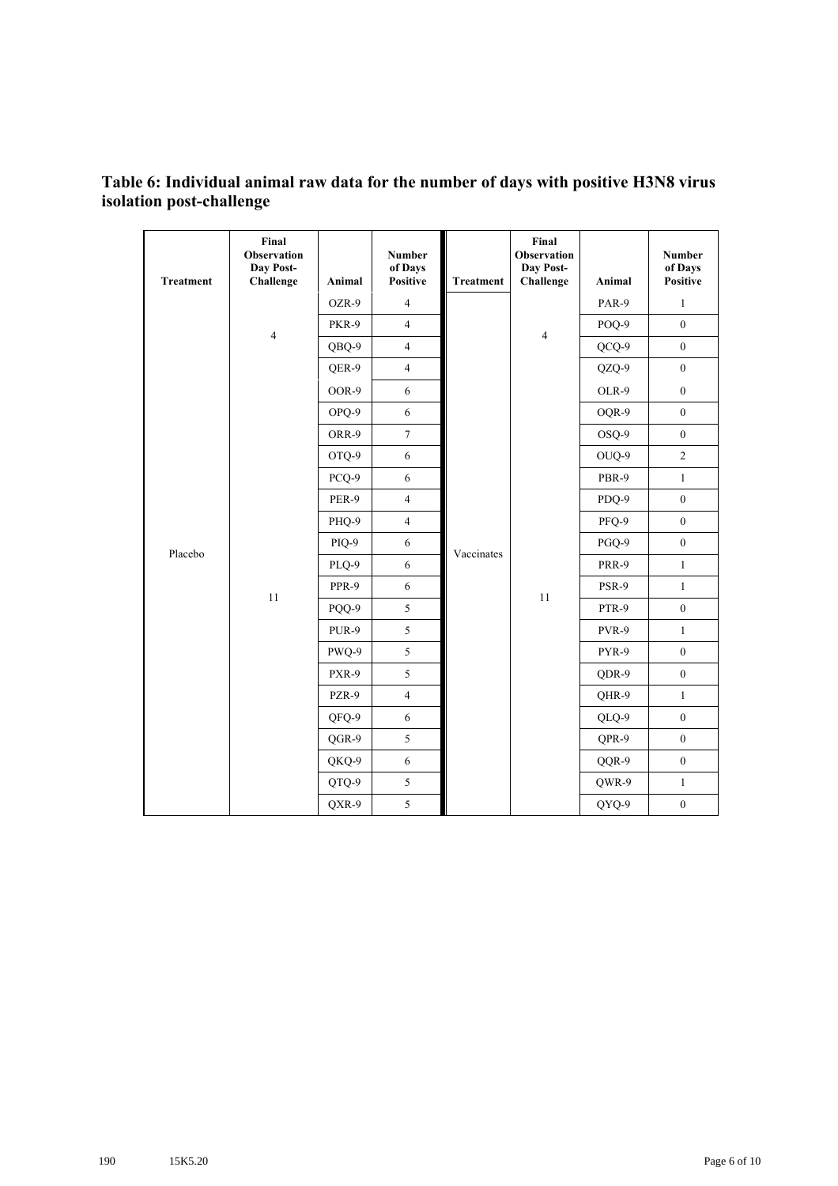**Table 6: Individual animal raw data for the number of days with positive H3N8 virus isolation post-challenge**

| Treatment | Final Observation Day Post-Challenge | Animal | Number of Days Positive | Treatment | Final Observation Day Post-Challenge | Animal | Number of Days Positive |
|---|---|---|---|---|---|---|---|
| Placebo | 4 | OZR-9 | 4 | Vaccinates | 4 | PAR-9 | 1 |
| | | PKR-9 | 4 | | | POQ-9 | 0 |
| | | QBQ-9 | 4 | | | QCQ-9 | 0 |
| | 11 | QER-9 | 4 | | 11 | QZQ-9 | 0 |
| | | OOR-9 | 6 | | | OLR-9 | 0 |
| | | OPQ-9 | 6 | | | OQR-9 | 0 |
| | | ORR-9 | 7 | | | OSQ-9 | 0 |
| | | OTQ-9 | 6 | | | OUQ-9 | 2 |
| | | PCQ-9 | 6 | | | PBR-9 | 1 |
| | | PER-9 | 4 | | | PDQ-9 | 0 |
| | | PHQ-9 | 4 | | | PFQ-9 | 0 |
| | | PIQ-9 | 6 | | | PGQ-9 | 0 |
| | | PLQ-9 | 6 | | | PRR-9 | 1 |
| | | PPR-9 | 6 | | | PSR-9 | 1 |
| | | PQQ-9 | 5 | | | PTR-9 | 0 |
| | | PUR-9 | 5 | | | PVR-9 | 1 |
| | | PWQ-9 | 5 | | | PYR-9 | 0 |
| | | PXR-9 | 5 | | | QDR-9 | 0 |
| | | PZR-9 | 4 | | | QHR-9 | 1 |
| | | QFQ-9 | 6 | | | QLQ-9 | 0 |
| | | QGR-9 | 5 | | | QPR-9 | 0 |
| | | QKQ-9 | 6 | | | QQR-9 | 0 |
| | | QTQ-9 | 5 | | | QWR-9 | 1 |
| | | QXR-9 | 5 | | | QYQ-9 | 0 |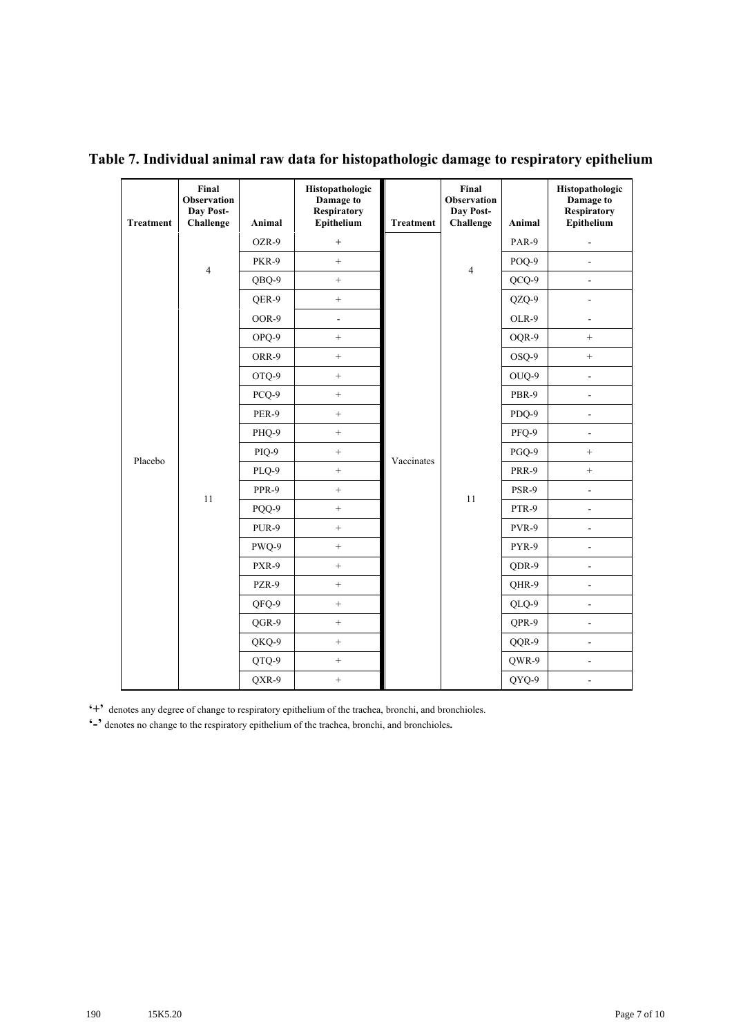# Table 7. Individual animal raw data for histopathologic damage to respiratory epithelium

| Treatment | Final Observation Day Post-Challenge | Animal | Histopathologic Damage to Respiratory Epithelium | Treatment | Final Observation Day Post-Challenge | Animal | Histopathologic Damage to Respiratory Epithelium |
|---|---|---|---|---|---|---|---|
| Placebo | 4 | OZR-9 | + | Vaccinates | 4 | PAR-9 | - |
| | | PKR-9 | + | | | POQ-9 | - |
| | | QBQ-9 | + | | | QCQ-9 | - |
| | | QER-9 | + | | | QZQ-9 | - |
| | 11 | OOR-9 | - | | 11 | OLR-9 | - |
| | | OPQ-9 | + | | | OQR-9 | + |
| | | ORR-9 | + | | | OSQ-9 | + |
| | | OTQ-9 | + | | | OUQ-9 | - |
| | | PCQ-9 | + | | | PBR-9 | - |
| | | PER-9 | + | | | PDQ-9 | - |
| | | PHQ-9 | + | | | PFQ-9 | - |
| | | PIQ-9 | + | | | PGQ-9 | + |
| | | PLQ-9 | + | | | PRR-9 | + |
| | | PPR-9 | + | | | PSR-9 | - |
| | | PQQ-9 | + | | | PTR-9 | - |
| | | PUR-9 | + | | | PVR-9 | - |
| | | PWQ-9 | + | | | PYR-9 | - |
| | | PXR-9 | + | | | QDR-9 | - |
| | | PZR-9 | + | | | QHR-9 | - |
| | | QFQ-9 | + | | | QLQ-9 | - |
| | | QGR-9 | + | | | QPR-9 | - |
| | | QKQ-9 | + | | | QQR-9 | - |
| | | QTQ-9 | + | | | QWR-9 | - |
| | | QXR-9 | + | | | QYQ-9 | - |

'+' denotes any degree of change to respiratory epithelium of the trachea, bronchi, and bronchioles.

'-' denotes no change to the respiratory epithelium of the trachea, bronchi, and bronchioles.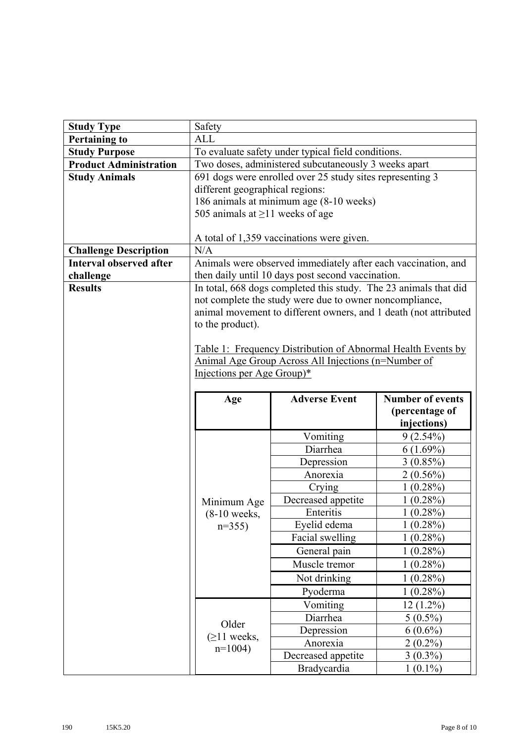| Study Type | Safety |
|---|---|
| **Pertaining to** | ALL |
| **Study Purpose** | To evaluate safety under typical field conditions. |
| **Product Administration** | Two doses, administered subcutaneously 3 weeks apart |
| **Study Animals** | 691 dogs were enrolled over 25 study sites representing 3 different geographical regions:<br>186 animals at minimum age (8-10 weeks)<br>505 animals at ≥11 weeks of age<br><br>A total of 1,359 vaccinations were given. |
| **Challenge Description** | N/A |
| **Interval observed after challenge** | Animals were observed immediately after each vaccination, and then daily until 10 days post second vaccination. |
| **Results** | In total, 668 dogs completed this study. The 23 animals that did not complete the study were due to owner noncompliance, animal movement to different owners, and 1 death (not attributed to the product). |

Table 1: Frequency Distribution of Abnormal Health Events by Animal Age Group Across All Injections (n=Number of Injections per Age Group)*

| Age | Adverse Event | Number of events (percentage of injections) |
|---|---|---|
| Minimum Age (8-10 weeks, n=355) | Vomiting | 9 (2.54%) |
| | Diarrhea | 6 (1.69%) |
| | Depression | 3 (0.85%) |
| | Anorexia | 2 (0.56%) |
| | Crying | 1 (0.28%) |
| | Decreased appetite | 1 (0.28%) |
| | Enteritis | 1 (0.28%) |
| | Eyelid edema | 1 (0.28%) |
| | Facial swelling | 1 (0.28%) |
| | General pain | 1 (0.28%) |
| | Muscle tremor | 1 (0.28%) |
| | Not drinking | 1 (0.28%) |
| | Pyoderma | 1 (0.28%) |
| Older (≥11 weeks, n=1004) | Vomiting | 12 (1.2%) |
| | Diarrhea | 5 (0.5%) |
| | Depression | 6 (0.6%) |
| | Anorexia | 2 (0.2%) |
| | Decreased appetite | 3 (0.3%) |
| | Bradycardia | 1 (0.1%) |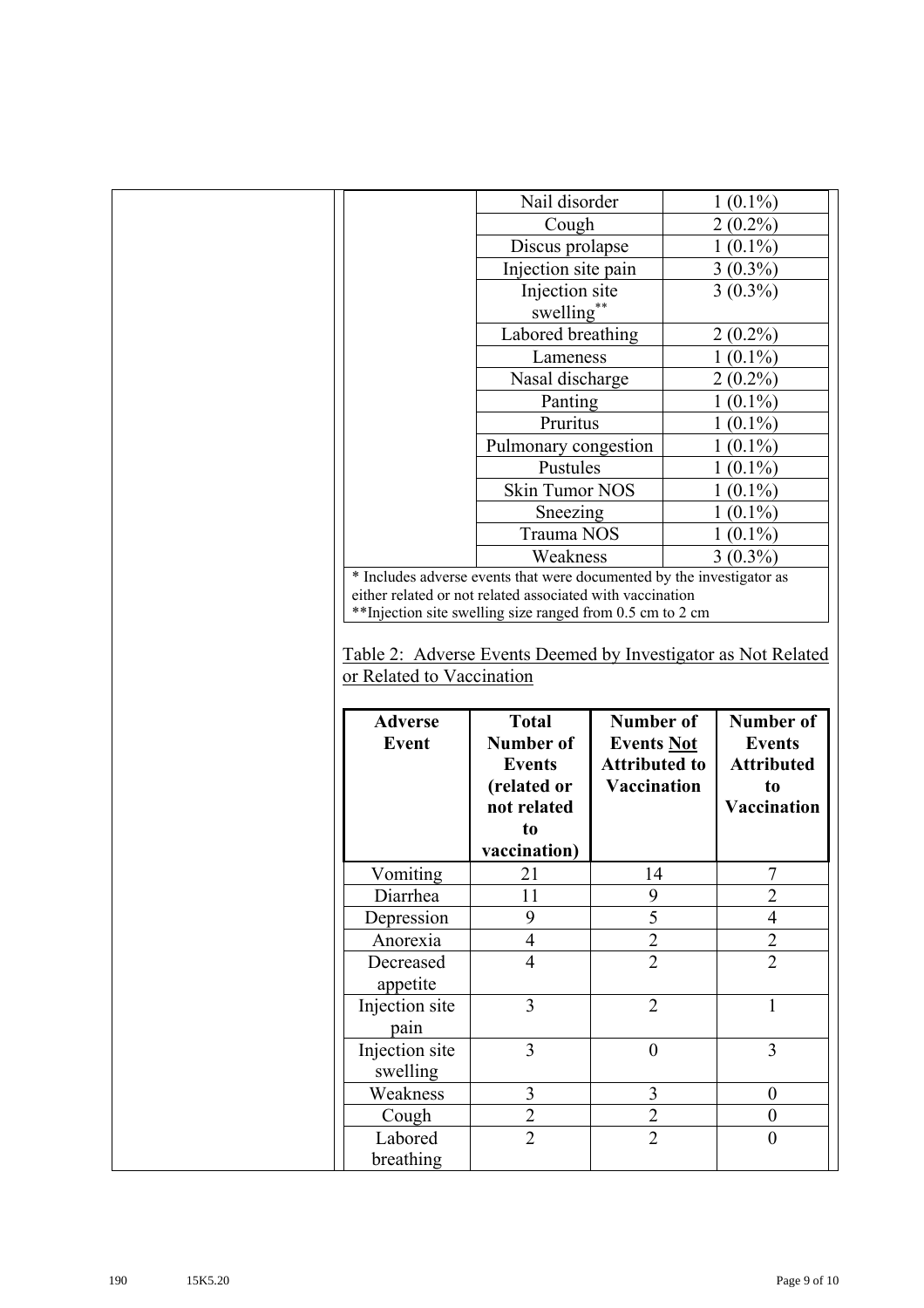| | |
|---|---|
| Nail disorder | 1 (0.1%) |
| Cough | 2 (0.2%) |
| Discus prolapse | 1 (0.1%) |
| Injection site pain | 3 (0.3%) |
| Injection site swelling** | 3 (0.3%) |
| Labored breathing | 2 (0.2%) |
| Lameness | 1 (0.1%) |
| Nasal discharge | 2 (0.2%) |
| Panting | 1 (0.1%) |
| Pruritus | 1 (0.1%) |
| Pulmonary congestion | 1 (0.1%) |
| Pustules | 1 (0.1%) |
| Skin Tumor NOS | 1 (0.1%) |
| Sneezing | 1 (0.1%) |
| Trauma NOS | 1 (0.1%) |
| Weakness | 3 (0.3%) |

* Includes adverse events that were documented by the investigator as either related or not related associated with vaccination
**Injection site swelling size ranged from 0.5 cm to 2 cm

Table 2: Adverse Events Deemed by Investigator as Not Related or Related to Vaccination

| Adverse Event | Total Number of Events (related or not related to vaccination) | Number of Events Not Attributed to Vaccination | Number of Events Attributed to Vaccination |
|---|---|---|---|
| Vomiting | 21 | 14 | 7 |
| Diarrhea | 11 | 9 | 2 |
| Depression | 9 | 5 | 4 |
| Anorexia | 4 | 2 | 2 |
| Decreased appetite | 4 | 2 | 2 |
| Injection site pain | 3 | 2 | 1 |
| Injection site swelling | 3 | 0 | 3 |
| Weakness | 3 | 3 | 0 |
| Cough | 2 | 2 | 0 |
| Labored breathing | 2 | 2 | 0 |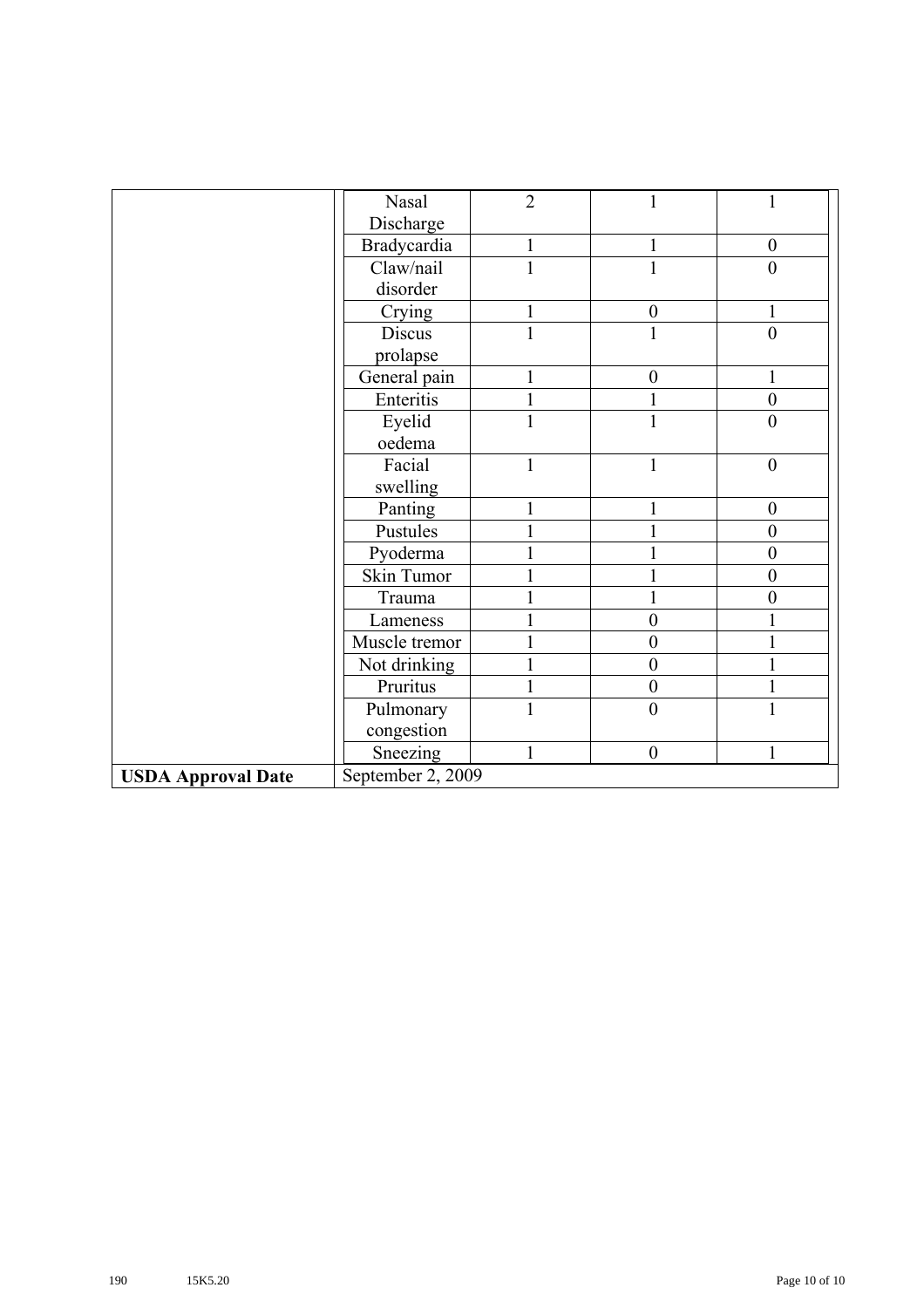| | | | | |
|---|---|---|---|---|
| | Nasal Discharge | 2 | 1 | 1 |
| | Bradycardia | 1 | 1 | 0 |
| | Claw/nail disorder | 1 | 1 | 0 |
| | Crying | 1 | 0 | 1 |
| | Discus prolapse | 1 | 1 | 0 |
| | General pain | 1 | 0 | 1 |
| | Enteritis | 1 | 1 | 0 |
| | Eyelid oedema | 1 | 1 | 0 |
| | Facial swelling | 1 | 1 | 0 |
| | Panting | 1 | 1 | 0 |
| | Pustules | 1 | 1 | 0 |
| | Pyoderma | 1 | 1 | 0 |
| | Skin Tumor | 1 | 1 | 0 |
| | Trauma | 1 | 1 | 0 |
| | Lameness | 1 | 0 | 1 |
| | Muscle tremor | 1 | 0 | 1 |
| | Not drinking | 1 | 0 | 1 |
| | Pruritus | 1 | 0 | 1 |
| | Pulmonary congestion | 1 | 0 | 1 |
| | Sneezing | 1 | 0 | 1 |
| **USDA Approval Date** | September 2, 2009 | | | |

190 15K5.20